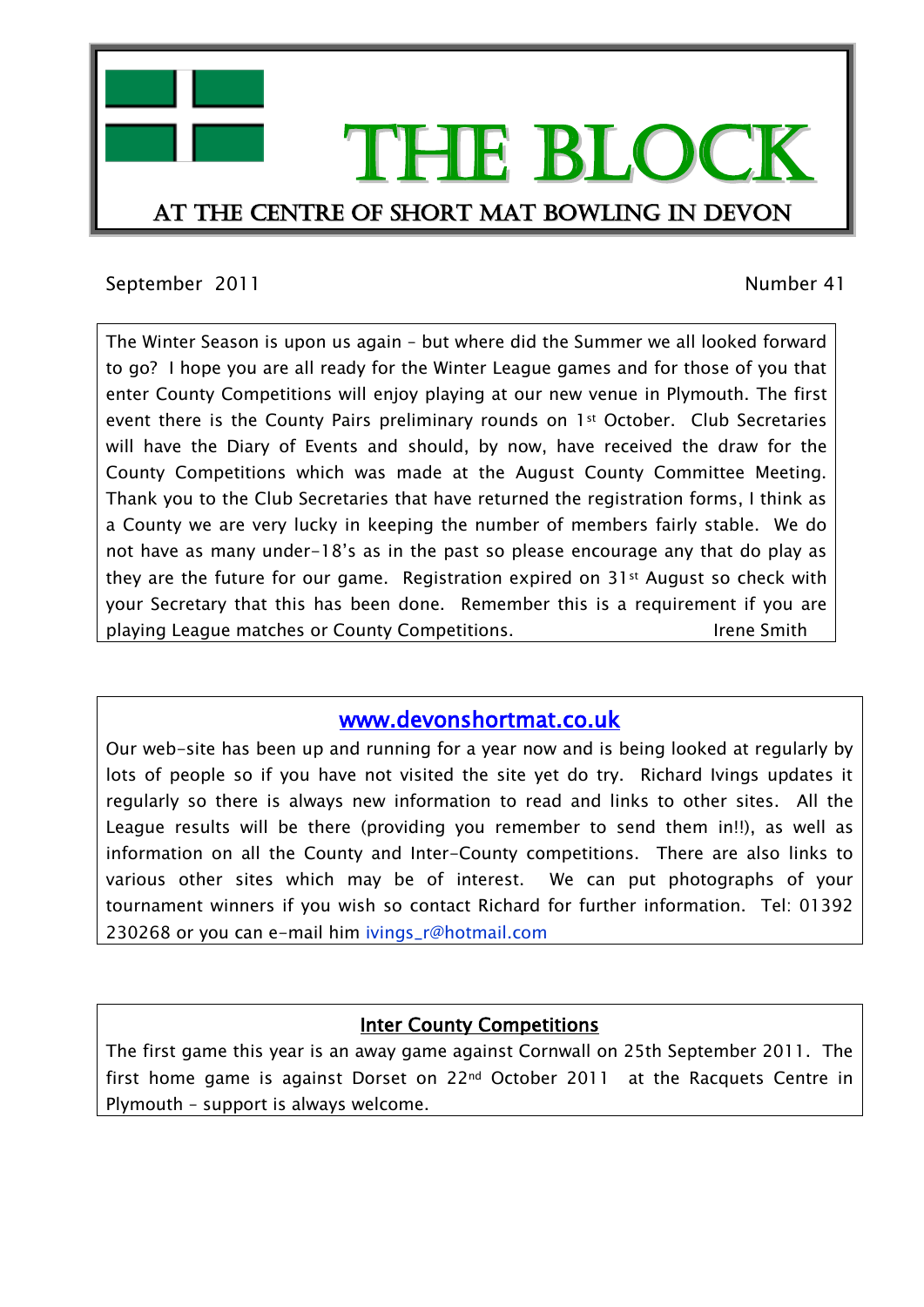# THE BLOCK

## AT THE CENTRE OF SHORT MAT BOWLING IN DEVON

September 2011 Number 41

The Winter Season is upon us again – but where did the Summer we all looked forward to go? I hope you are all ready for the Winter League games and for those of you that enter County Competitions will enjoy playing at our new venue in Plymouth. The first event there is the County Pairs preliminary rounds on 1st October. Club Secretaries will have the Diary of Events and should, by now, have received the draw for the County Competitions which was made at the August County Committee Meeting. Thank you to the Club Secretaries that have returned the registration forms, I think as a County we are very lucky in keeping the number of members fairly stable. We do not have as many under-18's as in the past so please encourage any that do play as they are the future for our game. Registration expired on 31st August so check with your Secretary that this has been done. Remember this is a requirement if you are playing League matches or County Competitions. Irene Smith

## www.devonshortmat.co.uk

Our web-site has been up and running for a year now and is being looked at regularly by lots of people so if you have not visited the site yet do try. Richard Ivings updates it regularly so there is always new information to read and links to other sites. All the League results will be there (providing you remember to send them in!!), as well as information on all the County and Inter-County competitions. There are also links to various other sites which may be of interest. We can put photographs of your tournament winners if you wish so contact Richard for further information. Tel: 01392 230268 or you can e-mail him ivings_r@hotmail.com

## Inter County Competitions

The first game this year is an away game against Cornwall on 25th September 2011. The first home game is against Dorset on 22nd October 2011 at the Racquets Centre in Plymouth – support is always welcome.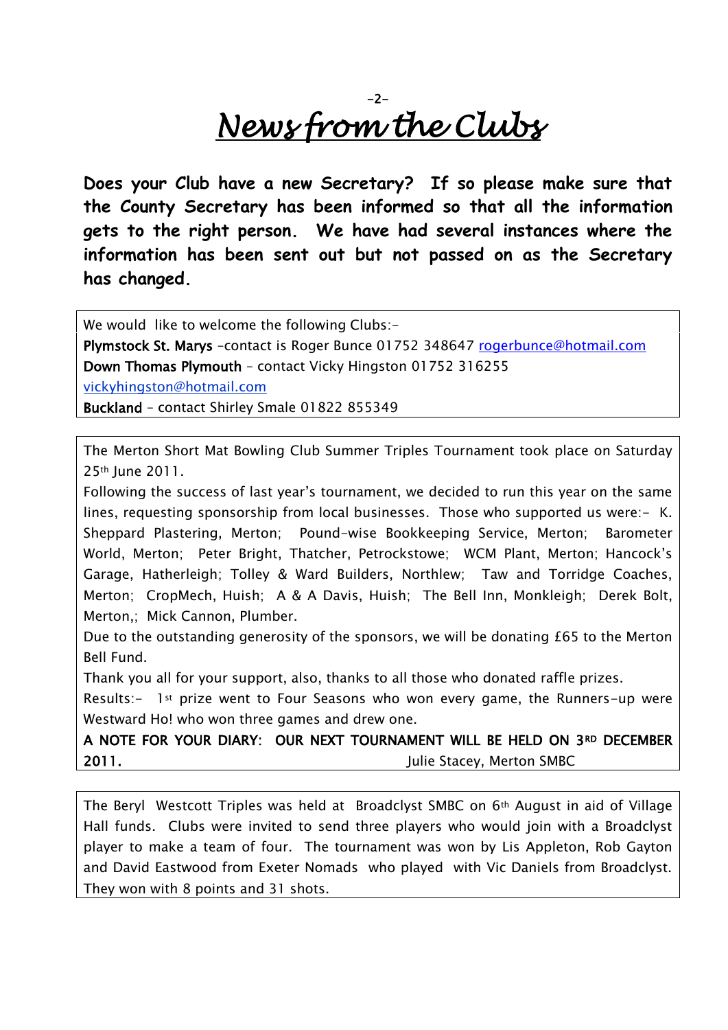# *News from the Clubs*

**Does your Club have a new Secretary? If so please make sure that the County Secretary has been informed so that all the information gets to the right person. We have had several instances where the information has been sent out but not passed on as the Secretary has changed.**

We would like to welcome the following Clubs:-

**Plymstock St. Marys** –contact is Roger Bunce 01752 348647 rogerbunce@hotmail.com

**Down Thomas Plymouth** – contact Vicky Hingston 01752 316255 vickyhingston@hotmail.com

**Buckland** – contact Shirley Smale 01822 855349

---

The Merton Short Mat Bowling Club Summer Triples Tournament took place on Saturday 25th June 2011.

Following the success of last year's tournament, we decided to run this year on the same lines, requesting sponsorship from local businesses. Those who supported us were:- K. Sheppard Plastering, Merton; Pound-wise Bookkeeping Service, Merton; Barometer World, Merton; Peter Bright, Thatcher, Petrockstowe; WCM Plant, Merton; Hancock's Garage, Hatherleigh; Tolley & Ward Builders, Northlew; Taw and Torridge Coaches, Merton; CropMech, Huish; A & A Davis, Huish; The Bell Inn, Monkleigh; Derek Bolt, Merton,; Mick Cannon, Plumber.

Due to the outstanding generosity of the sponsors, we will be donating £65 to the Merton Bell Fund.

Thank you all for your support, also, thanks to all those who donated raffle prizes.

Results:- 1st prize went to Four Seasons who won every game, the Runners-up were Westward Ho! who won three games and drew one.

**A NOTE FOR YOUR DIARY: OUR NEXT TOURNAMENT WILL BE HELD ON 3RD DECEMBER 2011.** Julie Stacey, Merton SMBC

---

The Beryl Westcott Triples was held at Broadclyst SMBC on 6th August in aid of Village Hall funds. Clubs were invited to send three players who would join with a Broadclyst player to make a team of four. The tournament was won by Lis Appleton, Rob Gayton and David Eastwood from Exeter Nomads who played with Vic Daniels from Broadclyst. They won with 8 points and 31 shots.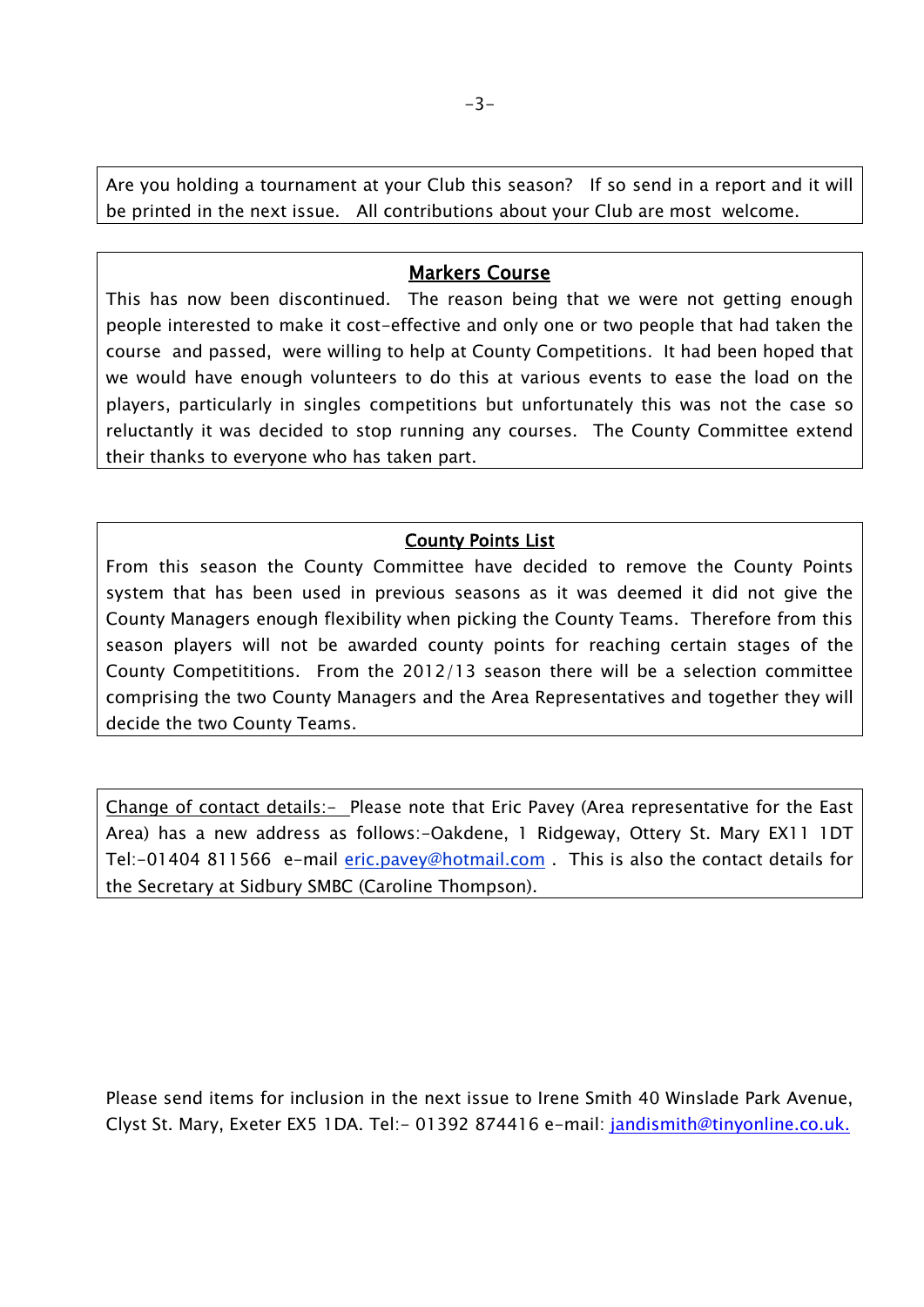Are you holding a tournament at your Club this season? If so send in a report and it will be printed in the next issue. All contributions about your Club are most welcome.

## Markers Course

This has now been discontinued. The reason being that we were not getting enough people interested to make it cost-effective and only one or two people that had taken the course and passed, were willing to help at County Competitions. It had been hoped that we would have enough volunteers to do this at various events to ease the load on the players, particularly in singles competitions but unfortunately this was not the case so reluctantly it was decided to stop running any courses. The County Committee extend their thanks to everyone who has taken part.

## County Points List

From this season the County Committee have decided to remove the County Points system that has been used in previous seasons as it was deemed it did not give the County Managers enough flexibility when picking the County Teams. Therefore from this season players will not be awarded county points for reaching certain stages of the County Competititions. From the 2012/13 season there will be a selection committee comprising the two County Managers and the Area Representatives and together they will decide the two County Teams.

Change of contact details:- Please note that Eric Pavey (Area representative for the East Area) has a new address as follows:-Oakdene, 1 Ridgeway, Ottery St. Mary EX11 1DT Tel:-01404 811566 e-mail eric.pavey@hotmail.com . This is also the contact details for the Secretary at Sidbury SMBC (Caroline Thompson).

Please send items for inclusion in the next issue to Irene Smith 40 Winslade Park Avenue, Clyst St. Mary, Exeter EX5 1DA. Tel:- 01392 874416 e-mail: jandismith@tinyonline.co.uk.